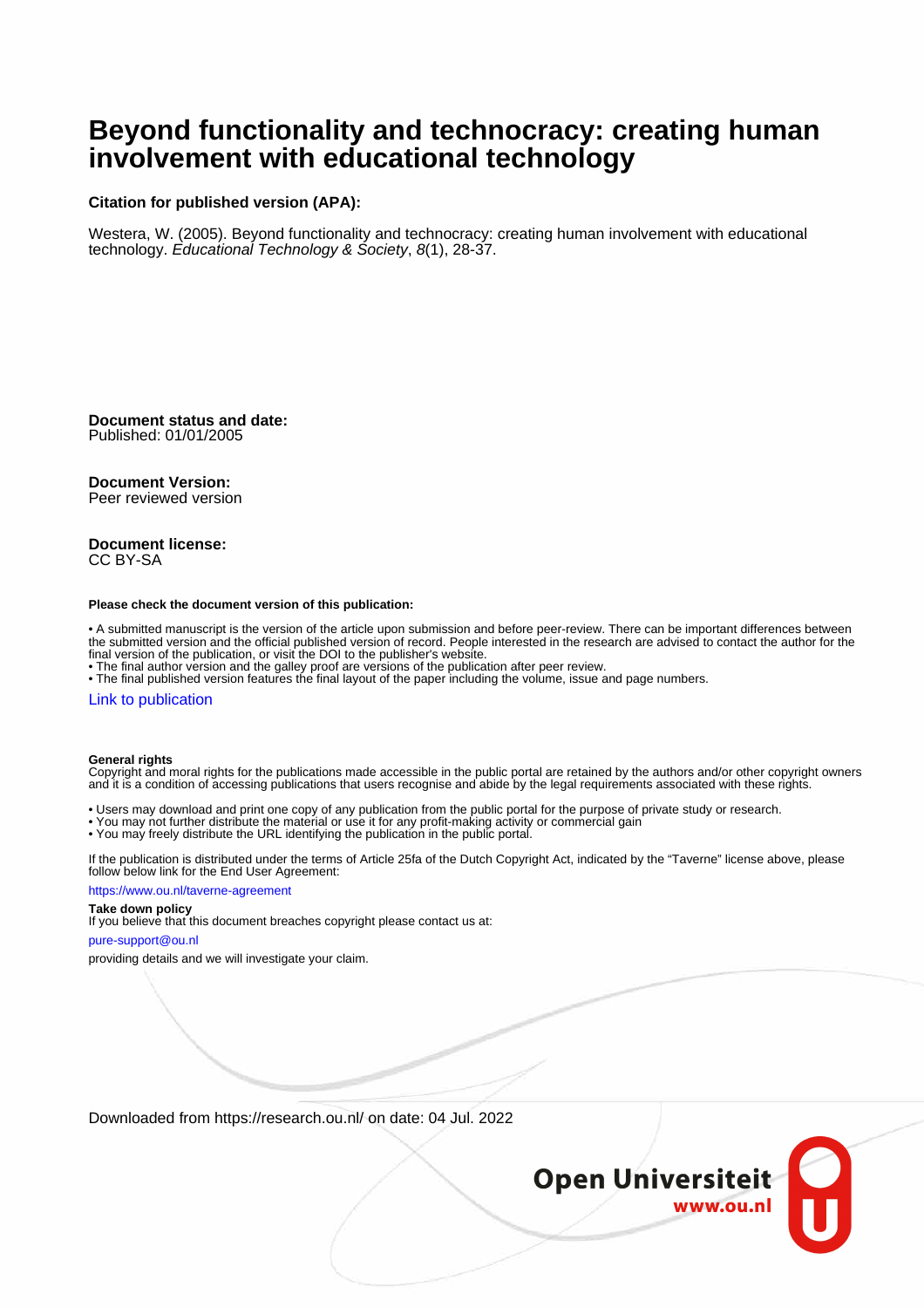# Beyond functionality and technocracy: creating human involvement with educational technology

**Citation for published version (APA):**

Westera, W. (2005). Beyond functionality and technocracy: creating human involvement with educational technology. *Educational Technology & Society*, *8*(1), 28-37.

**Document status and date:**
Published: 01/01/2005

**Document Version:**
Peer reviewed version

**Document license:**
CC BY-SA

**Please check the document version of this publication:**

- A submitted manuscript is the version of the article upon submission and before peer-review. There can be important differences between the submitted version and the official published version of record. People interested in the research are advised to contact the author for the final version of the publication, or visit the DOI to the publisher's website.
- The final author version and the galley proof are versions of the publication after peer review.
- The final published version features the final layout of the paper including the volume, issue and page numbers.

Link to publication

**General rights**
Copyright and moral rights for the publications made accessible in the public portal are retained by the authors and/or other copyright owners and it is a condition of accessing publications that users recognise and abide by the legal requirements associated with these rights.

- Users may download and print one copy of any publication from the public portal for the purpose of private study or research.
- You may not further distribute the material or use it for any profit-making activity or commercial gain
- You may freely distribute the URL identifying the publication in the public portal.

If the publication is distributed under the terms of Article 25fa of the Dutch Copyright Act, indicated by the "Taverne" license above, please follow below link for the End User Agreement:

https://www.ou.nl/taverne-agreement

**Take down policy**
If you believe that this document breaches copyright please contact us at:

pure-support@ou.nl

providing details and we will investigate your claim.

Downloaded from https://research.ou.nl/ on date: 04 Jul. 2022

Open Universiteit
www.ou.nl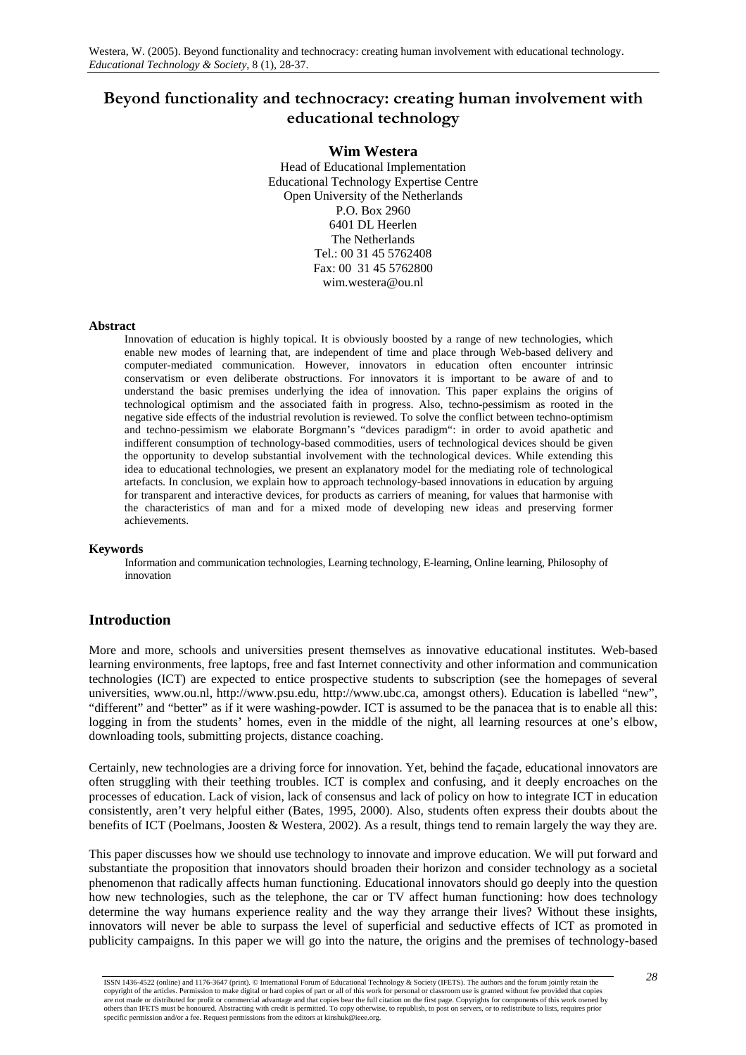Westera, W. (2005). Beyond functionality and technocracy: creating human involvement with educational technology. *Educational Technology & Society*, 8 (1), 28-37.

# Beyond functionality and technocracy: creating human involvement with educational technology

**Wim Westera**

Head of Educational Implementation
Educational Technology Expertise Centre
Open University of the Netherlands
P.O. Box 2960
6401 DL Heerlen
The Netherlands
Tel.: 00 31 45 5762408
Fax: 00 31 45 5762800
wim.westera@ou.nl

**Abstract**

Innovation of education is highly topical. It is obviously boosted by a range of new technologies, which enable new modes of learning that, are independent of time and place through Web-based delivery and computer-mediated communication. However, innovators in education often encounter intrinsic conservatism or even deliberate obstructions. For innovators it is important to be aware of and to understand the basic premises underlying the idea of innovation. This paper explains the origins of technological optimism and the associated faith in progress. Also, techno-pessimism as rooted in the negative side effects of the industrial revolution is reviewed. To solve the conflict between techno-optimism and techno-pessimism we elaborate Borgmann's "devices paradigm": in order to avoid apathetic and indifferent consumption of technology-based commodities, users of technological devices should be given the opportunity to develop substantial involvement with the technological devices. While extending this idea to educational technologies, we present an explanatory model for the mediating role of technological artefacts. In conclusion, we explain how to approach technology-based innovations in education by arguing for transparent and interactive devices, for products as carriers of meaning, for values that harmonise with the characteristics of man and for a mixed mode of developing new ideas and preserving former achievements.

**Keywords**

Information and communication technologies, Learning technology, E-learning, Online learning, Philosophy of innovation

## Introduction

More and more, schools and universities present themselves as innovative educational institutes. Web-based learning environments, free laptops, free and fast Internet connectivity and other information and communication technologies (ICT) are expected to entice prospective students to subscription (see the homepages of several universities, www.ou.nl, http://www.psu.edu, http://www.ubc.ca, amongst others). Education is labelled "new", "different" and "better" as if it were washing-powder. ICT is assumed to be the panacea that is to enable all this: logging in from the students' homes, even in the middle of the night, all learning resources at one's elbow, downloading tools, submitting projects, distance coaching.

Certainly, new technologies are a driving force for innovation. Yet, behind the façade, educational innovators are often struggling with their teething troubles. ICT is complex and confusing, and it deeply encroaches on the processes of education. Lack of vision, lack of consensus and lack of policy on how to integrate ICT in education consistently, aren't very helpful either (Bates, 1995, 2000). Also, students often express their doubts about the benefits of ICT (Poelmans, Joosten & Westera, 2002). As a result, things tend to remain largely the way they are.

This paper discusses how we should use technology to innovate and improve education. We will put forward and substantiate the proposition that innovators should broaden their horizon and consider technology as a societal phenomenon that radically affects human functioning. Educational innovators should go deeply into the question how new technologies, such as the telephone, the car or TV affect human functioning: how does technology determine the way humans experience reality and the way they arrange their lives? Without these insights, innovators will never be able to surpass the level of superficial and seductive effects of ICT as promoted in publicity campaigns. In this paper we will go into the nature, the origins and the premises of technology-based

ISSN 1436-4522 (online) and 1176-3647 (print). © International Forum of Educational Technology & Society (IFETS). The authors and the forum jointly retain the copyright of the articles. Permission to make digital or hard copies of part or all of this work for personal or classroom use is granted without fee provided that copies are not made or distributed for profit or commercial advantage and that copies bear the full citation on the first page. Copyrights for components of this work owned by others than IFETS must be honoured. Abstracting with credit is permitted. To copy otherwise, to republish, to post on servers, or to redistribute to lists, requires prior specific permission and/or a fee. Request permissions from the editors at kinshuk@ieee.org.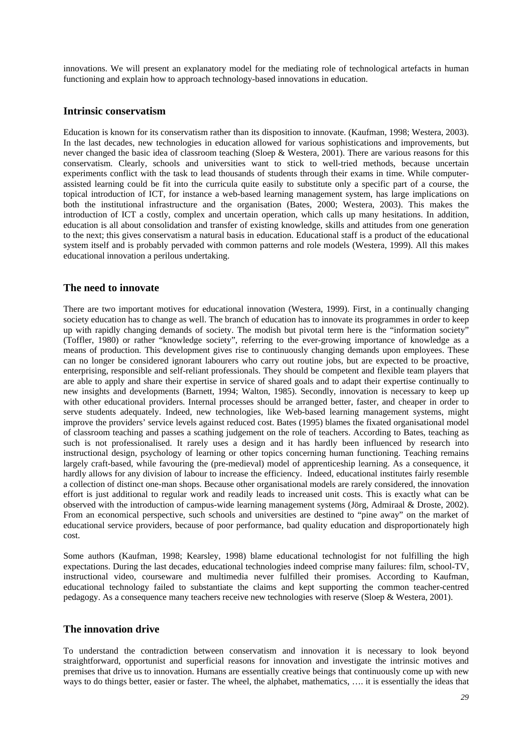innovations. We will present an explanatory model for the mediating role of technological artefacts in human functioning and explain how to approach technology-based innovations in education.

## Intrinsic conservatism

Education is known for its conservatism rather than its disposition to innovate. (Kaufman, 1998; Westera, 2003). In the last decades, new technologies in education allowed for various sophistications and improvements, but never changed the basic idea of classroom teaching (Sloep & Westera, 2001). There are various reasons for this conservatism. Clearly, schools and universities want to stick to well-tried methods, because uncertain experiments conflict with the task to lead thousands of students through their exams in time. While computer-assisted learning could be fit into the curricula quite easily to substitute only a specific part of a course, the topical introduction of ICT, for instance a web-based learning management system, has large implications on both the institutional infrastructure and the organisation (Bates, 2000; Westera, 2003). This makes the introduction of ICT a costly, complex and uncertain operation, which calls up many hesitations. In addition, education is all about consolidation and transfer of existing knowledge, skills and attitudes from one generation to the next; this gives conservatism a natural basis in education. Educational staff is a product of the educational system itself and is probably pervaded with common patterns and role models (Westera, 1999). All this makes educational innovation a perilous undertaking.

## The need to innovate

There are two important motives for educational innovation (Westera, 1999). First, in a continually changing society education has to change as well. The branch of education has to innovate its programmes in order to keep up with rapidly changing demands of society. The modish but pivotal term here is the "information society" (Toffler, 1980) or rather "knowledge society", referring to the ever-growing importance of knowledge as a means of production. This development gives rise to continuously changing demands upon employees. These can no longer be considered ignorant labourers who carry out routine jobs, but are expected to be proactive, enterprising, responsible and self-reliant professionals. They should be competent and flexible team players that are able to apply and share their expertise in service of shared goals and to adapt their expertise continually to new insights and developments (Barnett, 1994; Walton, 1985). Secondly, innovation is necessary to keep up with other educational providers. Internal processes should be arranged better, faster, and cheaper in order to serve students adequately. Indeed, new technologies, like Web-based learning management systems, might improve the providers' service levels against reduced cost. Bates (1995) blames the fixated organisational model of classroom teaching and passes a scathing judgement on the role of teachers. According to Bates, teaching as such is not professionalised. It rarely uses a design and it has hardly been influenced by research into instructional design, psychology of learning or other topics concerning human functioning. Teaching remains largely craft-based, while favouring the (pre-medieval) model of apprenticeship learning. As a consequence, it hardly allows for any division of labour to increase the efficiency. Indeed, educational institutes fairly resemble a collection of distinct one-man shops. Because other organisational models are rarely considered, the innovation effort is just additional to regular work and readily leads to increased unit costs. This is exactly what can be observed with the introduction of campus-wide learning management systems (Jörg, Admiraal & Droste, 2002). From an economical perspective, such schools and universities are destined to "pine away" on the market of educational service providers, because of poor performance, bad quality education and disproportionately high cost.

Some authors (Kaufman, 1998; Kearsley, 1998) blame educational technologist for not fulfilling the high expectations. During the last decades, educational technologies indeed comprise many failures: film, school-TV, instructional video, courseware and multimedia never fulfilled their promises. According to Kaufman, educational technology failed to substantiate the claims and kept supporting the common teacher-centred pedagogy. As a consequence many teachers receive new technologies with reserve (Sloep & Westera, 2001).

## The innovation drive

To understand the contradiction between conservatism and innovation it is necessary to look beyond straightforward, opportunist and superficial reasons for innovation and investigate the intrinsic motives and premises that drive us to innovation. Humans are essentially creative beings that continuously come up with new ways to do things better, easier or faster. The wheel, the alphabet, mathematics, …. it is essentially the ideas that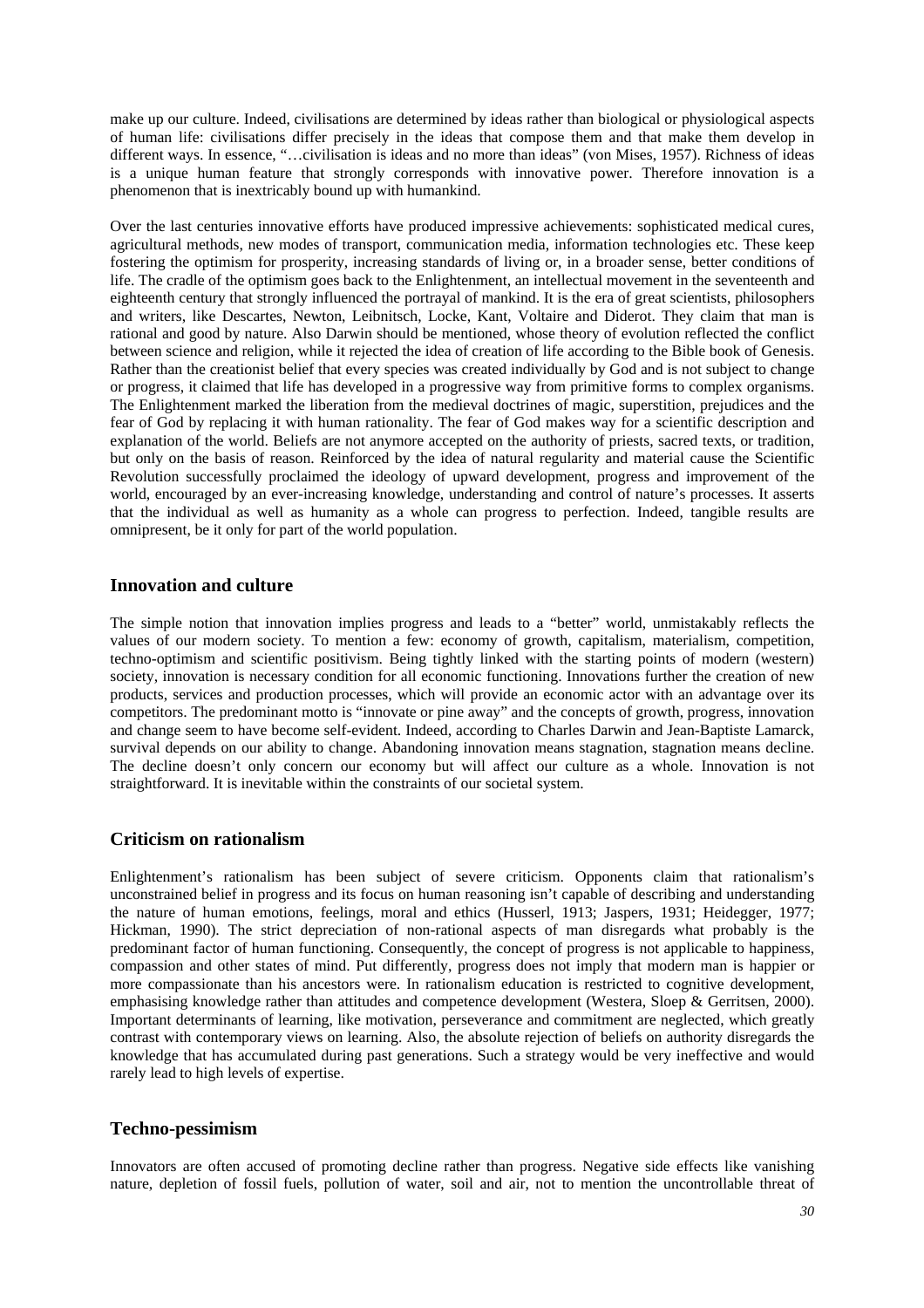make up our culture. Indeed, civilisations are determined by ideas rather than biological or physiological aspects of human life: civilisations differ precisely in the ideas that compose them and that make them develop in different ways. In essence, "…civilisation is ideas and no more than ideas" (von Mises, 1957). Richness of ideas is a unique human feature that strongly corresponds with innovative power. Therefore innovation is a phenomenon that is inextricably bound up with humankind.

Over the last centuries innovative efforts have produced impressive achievements: sophisticated medical cures, agricultural methods, new modes of transport, communication media, information technologies etc. These keep fostering the optimism for prosperity, increasing standards of living or, in a broader sense, better conditions of life. The cradle of the optimism goes back to the Enlightenment, an intellectual movement in the seventeenth and eighteenth century that strongly influenced the portrayal of mankind. It is the era of great scientists, philosophers and writers, like Descartes, Newton, Leibnitsch, Locke, Kant, Voltaire and Diderot. They claim that man is rational and good by nature. Also Darwin should be mentioned, whose theory of evolution reflected the conflict between science and religion, while it rejected the idea of creation of life according to the Bible book of Genesis. Rather than the creationist belief that every species was created individually by God and is not subject to change or progress, it claimed that life has developed in a progressive way from primitive forms to complex organisms. The Enlightenment marked the liberation from the medieval doctrines of magic, superstition, prejudices and the fear of God by replacing it with human rationality. The fear of God makes way for a scientific description and explanation of the world. Beliefs are not anymore accepted on the authority of priests, sacred texts, or tradition, but only on the basis of reason. Reinforced by the idea of natural regularity and material cause the Scientific Revolution successfully proclaimed the ideology of upward development, progress and improvement of the world, encouraged by an ever-increasing knowledge, understanding and control of nature's processes. It asserts that the individual as well as humanity as a whole can progress to perfection. Indeed, tangible results are omnipresent, be it only for part of the world population.

## Innovation and culture

The simple notion that innovation implies progress and leads to a "better" world, unmistakably reflects the values of our modern society. To mention a few: economy of growth, capitalism, materialism, competition, techno-optimism and scientific positivism. Being tightly linked with the starting points of modern (western) society, innovation is necessary condition for all economic functioning. Innovations further the creation of new products, services and production processes, which will provide an economic actor with an advantage over its competitors. The predominant motto is "innovate or pine away" and the concepts of growth, progress, innovation and change seem to have become self-evident. Indeed, according to Charles Darwin and Jean-Baptiste Lamarck, survival depends on our ability to change. Abandoning innovation means stagnation, stagnation means decline. The decline doesn't only concern our economy but will affect our culture as a whole. Innovation is not straightforward. It is inevitable within the constraints of our societal system.

## Criticism on rationalism

Enlightenment's rationalism has been subject of severe criticism. Opponents claim that rationalism's unconstrained belief in progress and its focus on human reasoning isn't capable of describing and understanding the nature of human emotions, feelings, moral and ethics (Husserl, 1913; Jaspers, 1931; Heidegger, 1977; Hickman, 1990). The strict depreciation of non-rational aspects of man disregards what probably is the predominant factor of human functioning. Consequently, the concept of progress is not applicable to happiness, compassion and other states of mind. Put differently, progress does not imply that modern man is happier or more compassionate than his ancestors were. In rationalism education is restricted to cognitive development, emphasising knowledge rather than attitudes and competence development (Westera, Sloep & Gerritsen, 2000). Important determinants of learning, like motivation, perseverance and commitment are neglected, which greatly contrast with contemporary views on learning. Also, the absolute rejection of beliefs on authority disregards the knowledge that has accumulated during past generations. Such a strategy would be very ineffective and would rarely lead to high levels of expertise.

## Techno-pessimism

Innovators are often accused of promoting decline rather than progress. Negative side effects like vanishing nature, depletion of fossil fuels, pollution of water, soil and air, not to mention the uncontrollable threat of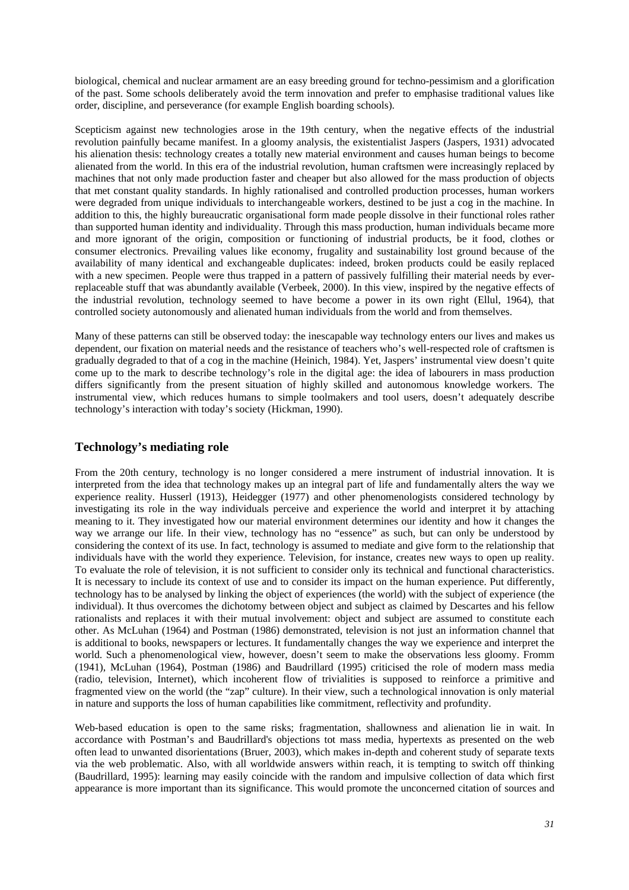biological, chemical and nuclear armament are an easy breeding ground for techno-pessimism and a glorification of the past. Some schools deliberately avoid the term innovation and prefer to emphasise traditional values like order, discipline, and perseverance (for example English boarding schools).

Scepticism against new technologies arose in the 19th century, when the negative effects of the industrial revolution painfully became manifest. In a gloomy analysis, the existentialist Jaspers (Jaspers, 1931) advocated his alienation thesis: technology creates a totally new material environment and causes human beings to become alienated from the world. In this era of the industrial revolution, human craftsmen were increasingly replaced by machines that not only made production faster and cheaper but also allowed for the mass production of objects that met constant quality standards. In highly rationalised and controlled production processes, human workers were degraded from unique individuals to interchangeable workers, destined to be just a cog in the machine. In addition to this, the highly bureaucratic organisational form made people dissolve in their functional roles rather than supported human identity and individuality. Through this mass production, human individuals became more and more ignorant of the origin, composition or functioning of industrial products, be it food, clothes or consumer electronics. Prevailing values like economy, frugality and sustainability lost ground because of the availability of many identical and exchangeable duplicates: indeed, broken products could be easily replaced with a new specimen. People were thus trapped in a pattern of passively fulfilling their material needs by ever-replaceable stuff that was abundantly available (Verbeek, 2000). In this view, inspired by the negative effects of the industrial revolution, technology seemed to have become a power in its own right (Ellul, 1964), that controlled society autonomously and alienated human individuals from the world and from themselves.

Many of these patterns can still be observed today: the inescapable way technology enters our lives and makes us dependent, our fixation on material needs and the resistance of teachers who's well-respected role of craftsmen is gradually degraded to that of a cog in the machine (Heinich, 1984). Yet, Jaspers' instrumental view doesn't quite come up to the mark to describe technology's role in the digital age: the idea of labourers in mass production differs significantly from the present situation of highly skilled and autonomous knowledge workers. The instrumental view, which reduces humans to simple toolmakers and tool users, doesn't adequately describe technology's interaction with today's society (Hickman, 1990).

## Technology's mediating role

From the 20th century, technology is no longer considered a mere instrument of industrial innovation. It is interpreted from the idea that technology makes up an integral part of life and fundamentally alters the way we experience reality. Husserl (1913), Heidegger (1977) and other phenomenologists considered technology by investigating its role in the way individuals perceive and experience the world and interpret it by attaching meaning to it. They investigated how our material environment determines our identity and how it changes the way we arrange our life. In their view, technology has no "essence" as such, but can only be understood by considering the context of its use. In fact, technology is assumed to mediate and give form to the relationship that individuals have with the world they experience. Television, for instance, creates new ways to open up reality. To evaluate the role of television, it is not sufficient to consider only its technical and functional characteristics. It is necessary to include its context of use and to consider its impact on the human experience. Put differently, technology has to be analysed by linking the object of experiences (the world) with the subject of experience (the individual). It thus overcomes the dichotomy between object and subject as claimed by Descartes and his fellow rationalists and replaces it with their mutual involvement: object and subject are assumed to constitute each other. As McLuhan (1964) and Postman (1986) demonstrated, television is not just an information channel that is additional to books, newspapers or lectures. It fundamentally changes the way we experience and interpret the world. Such a phenomenological view, however, doesn't seem to make the observations less gloomy. Fromm (1941), McLuhan (1964), Postman (1986) and Baudrillard (1995) criticised the role of modern mass media (radio, television, Internet), which incoherent flow of trivialities is supposed to reinforce a primitive and fragmented view on the world (the "zap" culture). In their view, such a technological innovation is only material in nature and supports the loss of human capabilities like commitment, reflectivity and profundity.

Web-based education is open to the same risks; fragmentation, shallowness and alienation lie in wait. In accordance with Postman's and Baudrillard's objections tot mass media, hypertexts as presented on the web often lead to unwanted disorientations (Bruer, 2003), which makes in-depth and coherent study of separate texts via the web problematic. Also, with all worldwide answers within reach, it is tempting to switch off thinking (Baudrillard, 1995): learning may easily coincide with the random and impulsive collection of data which first appearance is more important than its significance. This would promote the unconcerned citation of sources and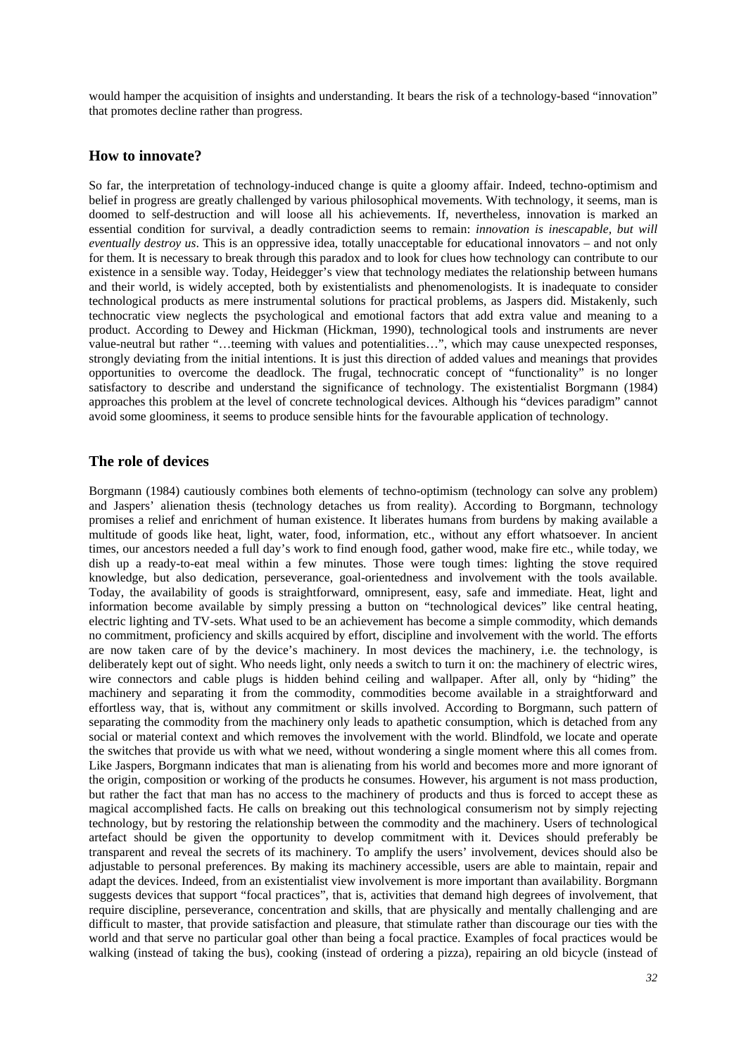would hamper the acquisition of insights and understanding. It bears the risk of a technology-based "innovation" that promotes decline rather than progress.

## How to innovate?

So far, the interpretation of technology-induced change is quite a gloomy affair. Indeed, techno-optimism and belief in progress are greatly challenged by various philosophical movements. With technology, it seems, man is doomed to self-destruction and will loose all his achievements. If, nevertheless, innovation is marked an essential condition for survival, a deadly contradiction seems to remain: *innovation is inescapable, but will eventually destroy us*. This is an oppressive idea, totally unacceptable for educational innovators – and not only for them. It is necessary to break through this paradox and to look for clues how technology can contribute to our existence in a sensible way. Today, Heidegger's view that technology mediates the relationship between humans and their world, is widely accepted, both by existentialists and phenomenologists. It is inadequate to consider technological products as mere instrumental solutions for practical problems, as Jaspers did. Mistakenly, such technocratic view neglects the psychological and emotional factors that add extra value and meaning to a product. According to Dewey and Hickman (Hickman, 1990), technological tools and instruments are never value-neutral but rather "…teeming with values and potentialities…", which may cause unexpected responses, strongly deviating from the initial intentions. It is just this direction of added values and meanings that provides opportunities to overcome the deadlock. The frugal, technocratic concept of "functionality" is no longer satisfactory to describe and understand the significance of technology. The existentialist Borgmann (1984) approaches this problem at the level of concrete technological devices. Although his "devices paradigm" cannot avoid some gloominess, it seems to produce sensible hints for the favourable application of technology.

## The role of devices

Borgmann (1984) cautiously combines both elements of techno-optimism (technology can solve any problem) and Jaspers' alienation thesis (technology detaches us from reality). According to Borgmann, technology promises a relief and enrichment of human existence. It liberates humans from burdens by making available a multitude of goods like heat, light, water, food, information, etc., without any effort whatsoever. In ancient times, our ancestors needed a full day's work to find enough food, gather wood, make fire etc., while today, we dish up a ready-to-eat meal within a few minutes. Those were tough times: lighting the stove required knowledge, but also dedication, perseverance, goal-orientedness and involvement with the tools available. Today, the availability of goods is straightforward, omnipresent, easy, safe and immediate. Heat, light and information become available by simply pressing a button on "technological devices" like central heating, electric lighting and TV-sets. What used to be an achievement has become a simple commodity, which demands no commitment, proficiency and skills acquired by effort, discipline and involvement with the world. The efforts are now taken care of by the device's machinery. In most devices the machinery, i.e. the technology, is deliberately kept out of sight. Who needs light, only needs a switch to turn it on: the machinery of electric wires, wire connectors and cable plugs is hidden behind ceiling and wallpaper. After all, only by "hiding" the machinery and separating it from the commodity, commodities become available in a straightforward and effortless way, that is, without any commitment or skills involved. According to Borgmann, such pattern of separating the commodity from the machinery only leads to apathetic consumption, which is detached from any social or material context and which removes the involvement with the world. Blindfold, we locate and operate the switches that provide us with what we need, without wondering a single moment where this all comes from. Like Jaspers, Borgmann indicates that man is alienating from his world and becomes more and more ignorant of the origin, composition or working of the products he consumes. However, his argument is not mass production, but rather the fact that man has no access to the machinery of products and thus is forced to accept these as magical accomplished facts. He calls on breaking out this technological consumerism not by simply rejecting technology, but by restoring the relationship between the commodity and the machinery. Users of technological artefact should be given the opportunity to develop commitment with it. Devices should preferably be transparent and reveal the secrets of its machinery. To amplify the users' involvement, devices should also be adjustable to personal preferences. By making its machinery accessible, users are able to maintain, repair and adapt the devices. Indeed, from an existentialist view involvement is more important than availability. Borgmann suggests devices that support "focal practices", that is, activities that demand high degrees of involvement, that require discipline, perseverance, concentration and skills, that are physically and mentally challenging and are difficult to master, that provide satisfaction and pleasure, that stimulate rather than discourage our ties with the world and that serve no particular goal other than being a focal practice. Examples of focal practices would be walking (instead of taking the bus), cooking (instead of ordering a pizza), repairing an old bicycle (instead of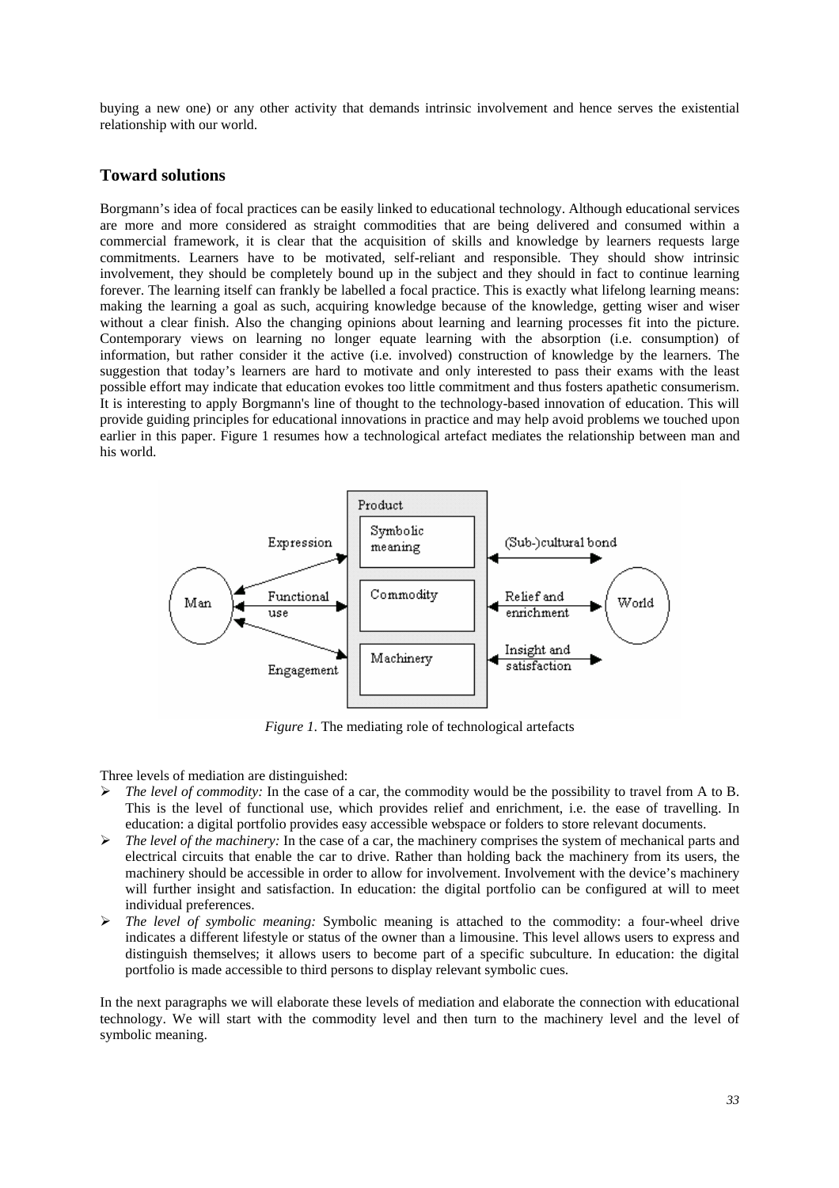buying a new one) or any other activity that demands intrinsic involvement and hence serves the existential relationship with our world.

## Toward solutions

Borgmann's idea of focal practices can be easily linked to educational technology. Although educational services are more and more considered as straight commodities that are being delivered and consumed within a commercial framework, it is clear that the acquisition of skills and knowledge by learners requests large commitments. Learners have to be motivated, self-reliant and responsible. They should show intrinsic involvement, they should be completely bound up in the subject and they should in fact to continue learning forever. The learning itself can frankly be labelled a focal practice. This is exactly what lifelong learning means: making the learning a goal as such, acquiring knowledge because of the knowledge, getting wiser and wiser without a clear finish. Also the changing opinions about learning and learning processes fit into the picture. Contemporary views on learning no longer equate learning with the absorption (i.e. consumption) of information, but rather consider it the active (i.e. involved) construction of knowledge by the learners. The suggestion that today's learners are hard to motivate and only interested to pass their exams with the least possible effort may indicate that education evokes too little commitment and thus fosters apathetic consumerism. It is interesting to apply Borgmann's line of thought to the technology-based innovation of education. This will provide guiding principles for educational innovations in practice and may help avoid problems we touched upon earlier in this paper. Figure 1 resumes how a technological artefact mediates the relationship between man and his world.

*Figure 1.* The mediating role of technological artefacts

Three levels of mediation are distinguished:

- *The level of commodity:* In the case of a car, the commodity would be the possibility to travel from A to B. This is the level of functional use, which provides relief and enrichment, i.e. the ease of travelling. In education: a digital portfolio provides easy accessible webspace or folders to store relevant documents.
- *The level of the machinery:* In the case of a car, the machinery comprises the system of mechanical parts and electrical circuits that enable the car to drive. Rather than holding back the machinery from its users, the machinery should be accessible in order to allow for involvement. Involvement with the device's machinery will further insight and satisfaction. In education: the digital portfolio can be configured at will to meet individual preferences.
- *The level of symbolic meaning:* Symbolic meaning is attached to the commodity: a four-wheel drive indicates a different lifestyle or status of the owner than a limousine. This level allows users to express and distinguish themselves; it allows users to become part of a specific subculture. In education: the digital portfolio is made accessible to third persons to display relevant symbolic cues.

In the next paragraphs we will elaborate these levels of mediation and elaborate the connection with educational technology. We will start with the commodity level and then turn to the machinery level and the level of symbolic meaning.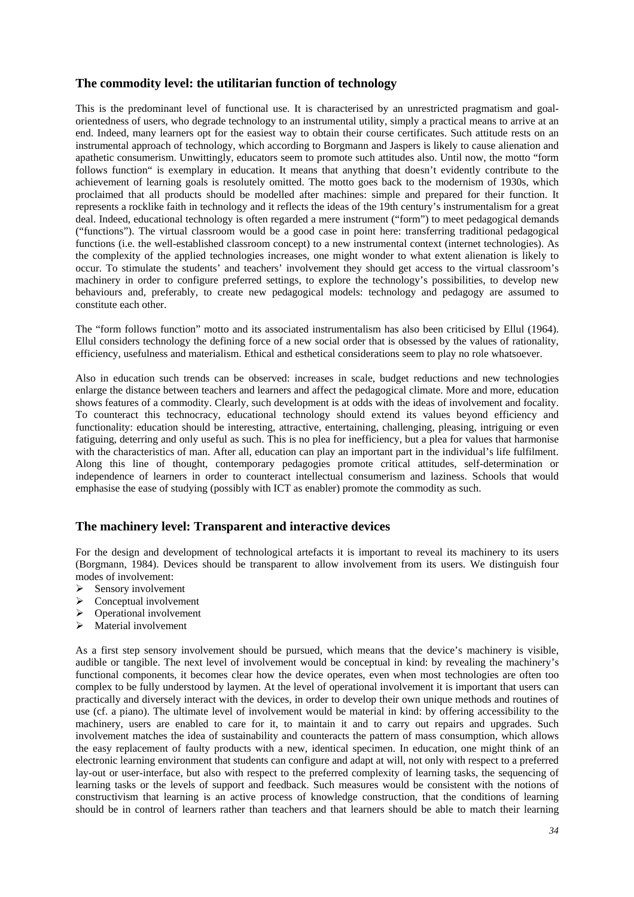## The commodity level: the utilitarian function of technology

This is the predominant level of functional use. It is characterised by an unrestricted pragmatism and goal-orientedness of users, who degrade technology to an instrumental utility, simply a practical means to arrive at an end. Indeed, many learners opt for the easiest way to obtain their course certificates. Such attitude rests on an instrumental approach of technology, which according to Borgmann and Jaspers is likely to cause alienation and apathetic consumerism. Unwittingly, educators seem to promote such attitudes also. Until now, the motto "form follows function" is exemplary in education. It means that anything that doesn't evidently contribute to the achievement of learning goals is resolutely omitted. The motto goes back to the modernism of 1930s, which proclaimed that all products should be modelled after machines: simple and prepared for their function. It represents a rocklike faith in technology and it reflects the ideas of the 19th century's instrumentalism for a great deal. Indeed, educational technology is often regarded a mere instrument ("form") to meet pedagogical demands ("functions"). The virtual classroom would be a good case in point here: transferring traditional pedagogical functions (i.e. the well-established classroom concept) to a new instrumental context (internet technologies). As the complexity of the applied technologies increases, one might wonder to what extent alienation is likely to occur. To stimulate the students' and teachers' involvement they should get access to the virtual classroom's machinery in order to configure preferred settings, to explore the technology's possibilities, to develop new behaviours and, preferably, to create new pedagogical models: technology and pedagogy are assumed to constitute each other.

The "form follows function" motto and its associated instrumentalism has also been criticised by Ellul (1964). Ellul considers technology the defining force of a new social order that is obsessed by the values of rationality, efficiency, usefulness and materialism. Ethical and esthetical considerations seem to play no role whatsoever.

Also in education such trends can be observed: increases in scale, budget reductions and new technologies enlarge the distance between teachers and learners and affect the pedagogical climate. More and more, education shows features of a commodity. Clearly, such development is at odds with the ideas of involvement and focality. To counteract this technocracy, educational technology should extend its values beyond efficiency and functionality: education should be interesting, attractive, entertaining, challenging, pleasing, intriguing or even fatiguing, deterring and only useful as such. This is no plea for inefficiency, but a plea for values that harmonise with the characteristics of man. After all, education can play an important part in the individual's life fulfilment. Along this line of thought, contemporary pedagogies promote critical attitudes, self-determination or independence of learners in order to counteract intellectual consumerism and laziness. Schools that would emphasise the ease of studying (possibly with ICT as enabler) promote the commodity as such.

## The machinery level: Transparent and interactive devices

For the design and development of technological artefacts it is important to reveal its machinery to its users (Borgmann, 1984). Devices should be transparent to allow involvement from its users. We distinguish four modes of involvement:

- Sensory involvement
- Conceptual involvement
- Operational involvement
- Material involvement

As a first step sensory involvement should be pursued, which means that the device's machinery is visible, audible or tangible. The next level of involvement would be conceptual in kind: by revealing the machinery's functional components, it becomes clear how the device operates, even when most technologies are often too complex to be fully understood by laymen. At the level of operational involvement it is important that users can practically and diversely interact with the devices, in order to develop their own unique methods and routines of use (cf. a piano). The ultimate level of involvement would be material in kind: by offering accessibility to the machinery, users are enabled to care for it, to maintain it and to carry out repairs and upgrades. Such involvement matches the idea of sustainability and counteracts the pattern of mass consumption, which allows the easy replacement of faulty products with a new, identical specimen. In education, one might think of an electronic learning environment that students can configure and adapt at will, not only with respect to a preferred lay-out or user-interface, but also with respect to the preferred complexity of learning tasks, the sequencing of learning tasks or the levels of support and feedback. Such measures would be consistent with the notions of constructivism that learning is an active process of knowledge construction, that the conditions of learning should be in control of learners rather than teachers and that learners should be able to match their learning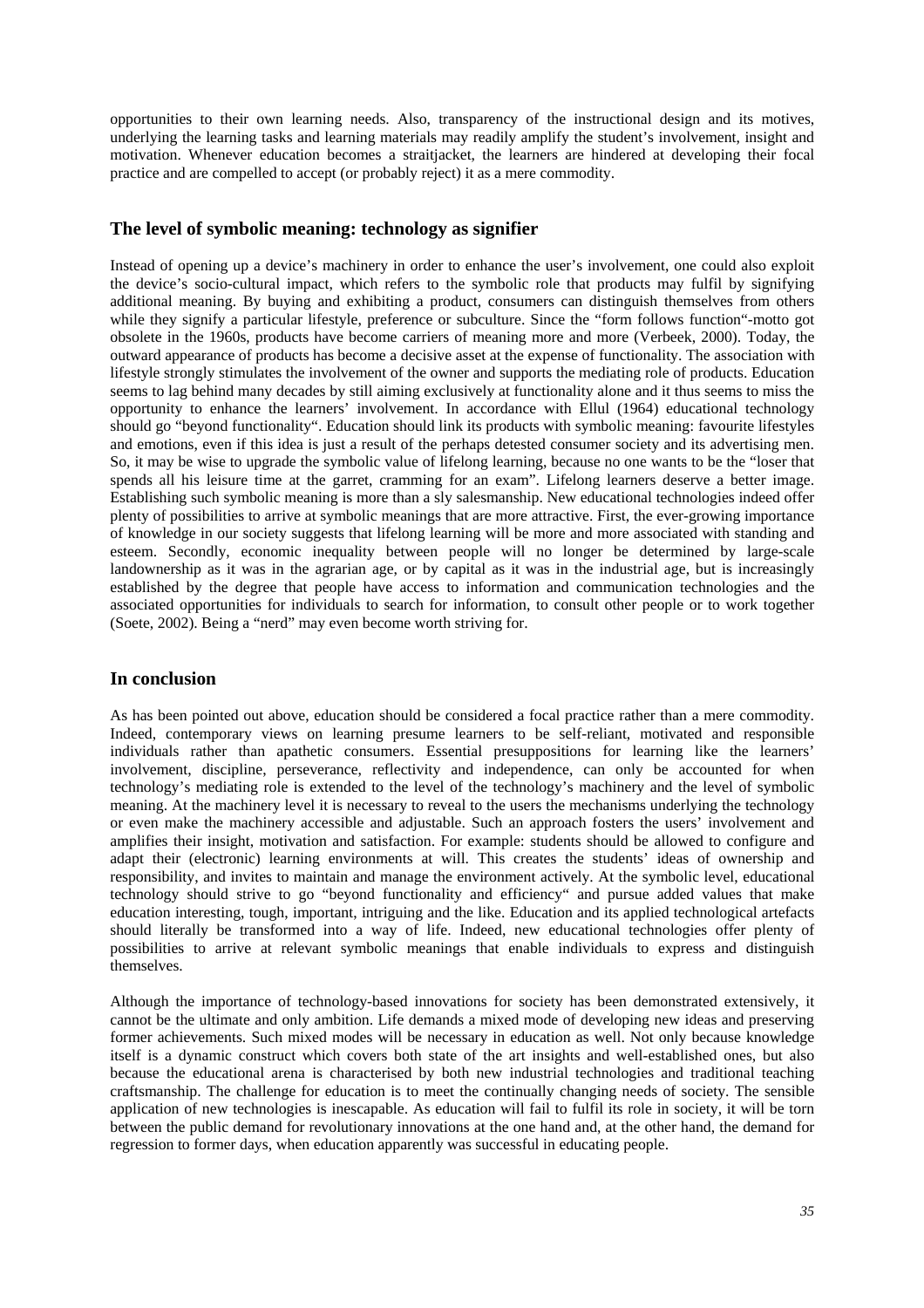opportunities to their own learning needs. Also, transparency of the instructional design and its motives, underlying the learning tasks and learning materials may readily amplify the student's involvement, insight and motivation. Whenever education becomes a straitjacket, the learners are hindered at developing their focal practice and are compelled to accept (or probably reject) it as a mere commodity.

## The level of symbolic meaning: technology as signifier

Instead of opening up a device's machinery in order to enhance the user's involvement, one could also exploit the device's socio-cultural impact, which refers to the symbolic role that products may fulfil by signifying additional meaning. By buying and exhibiting a product, consumers can distinguish themselves from others while they signify a particular lifestyle, preference or subculture. Since the "form follows function"-motto got obsolete in the 1960s, products have become carriers of meaning more and more (Verbeek, 2000). Today, the outward appearance of products has become a decisive asset at the expense of functionality. The association with lifestyle strongly stimulates the involvement of the owner and supports the mediating role of products. Education seems to lag behind many decades by still aiming exclusively at functionality alone and it thus seems to miss the opportunity to enhance the learners' involvement. In accordance with Ellul (1964) educational technology should go "beyond functionality". Education should link its products with symbolic meaning: favourite lifestyles and emotions, even if this idea is just a result of the perhaps detested consumer society and its advertising men. So, it may be wise to upgrade the symbolic value of lifelong learning, because no one wants to be the "loser that spends all his leisure time at the garret, cramming for an exam". Lifelong learners deserve a better image. Establishing such symbolic meaning is more than a sly salesmanship. New educational technologies indeed offer plenty of possibilities to arrive at symbolic meanings that are more attractive. First, the ever-growing importance of knowledge in our society suggests that lifelong learning will be more and more associated with standing and esteem. Secondly, economic inequality between people will no longer be determined by large-scale landownership as it was in the agrarian age, or by capital as it was in the industrial age, but is increasingly established by the degree that people have access to information and communication technologies and the associated opportunities for individuals to search for information, to consult other people or to work together (Soete, 2002). Being a "nerd" may even become worth striving for.

## In conclusion

As has been pointed out above, education should be considered a focal practice rather than a mere commodity. Indeed, contemporary views on learning presume learners to be self-reliant, motivated and responsible individuals rather than apathetic consumers. Essential presuppositions for learning like the learners' involvement, discipline, perseverance, reflectivity and independence, can only be accounted for when technology's mediating role is extended to the level of the technology's machinery and the level of symbolic meaning. At the machinery level it is necessary to reveal to the users the mechanisms underlying the technology or even make the machinery accessible and adjustable. Such an approach fosters the users' involvement and amplifies their insight, motivation and satisfaction. For example: students should be allowed to configure and adapt their (electronic) learning environments at will. This creates the students' ideas of ownership and responsibility, and invites to maintain and manage the environment actively. At the symbolic level, educational technology should strive to go "beyond functionality and efficiency" and pursue added values that make education interesting, tough, important, intriguing and the like. Education and its applied technological artefacts should literally be transformed into a way of life. Indeed, new educational technologies offer plenty of possibilities to arrive at relevant symbolic meanings that enable individuals to express and distinguish themselves.

Although the importance of technology-based innovations for society has been demonstrated extensively, it cannot be the ultimate and only ambition. Life demands a mixed mode of developing new ideas and preserving former achievements. Such mixed modes will be necessary in education as well. Not only because knowledge itself is a dynamic construct which covers both state of the art insights and well-established ones, but also because the educational arena is characterised by both new industrial technologies and traditional teaching craftsmanship. The challenge for education is to meet the continually changing needs of society. The sensible application of new technologies is inescapable. As education will fail to fulfil its role in society, it will be torn between the public demand for revolutionary innovations at the one hand and, at the other hand, the demand for regression to former days, when education apparently was successful in educating people.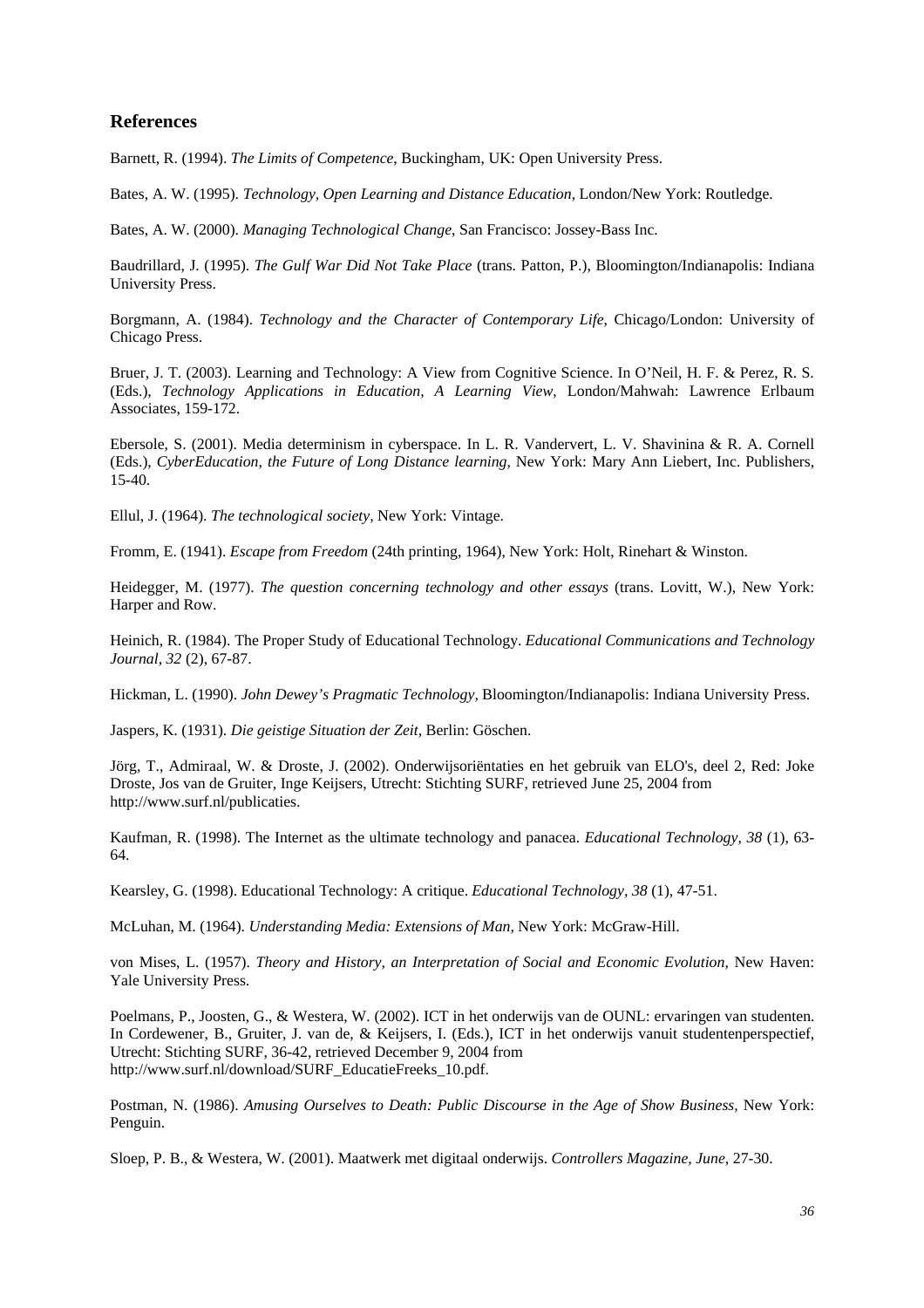## References

Barnett, R. (1994). *The Limits of Competence*, Buckingham, UK: Open University Press.

Bates, A. W. (1995). *Technology, Open Learning and Distance Education*, London/New York: Routledge.

Bates, A. W. (2000). *Managing Technological Change*, San Francisco: Jossey-Bass Inc.

Baudrillard, J. (1995). *The Gulf War Did Not Take Place* (trans. Patton, P.), Bloomington/Indianapolis: Indiana University Press.

Borgmann, A. (1984). *Technology and the Character of Contemporary Life*, Chicago/London: University of Chicago Press.

Bruer, J. T. (2003). Learning and Technology: A View from Cognitive Science. In O'Neil, H. F. & Perez, R. S. (Eds.), *Technology Applications in Education, A Learning View*, London/Mahwah: Lawrence Erlbaum Associates, 159-172.

Ebersole, S. (2001). Media determinism in cyberspace. In L. R. Vandervert, L. V. Shavinina & R. A. Cornell (Eds.), *CyberEducation, the Future of Long Distance learning*, New York: Mary Ann Liebert, Inc. Publishers, 15-40.

Ellul, J. (1964). *The technological society*, New York: Vintage.

Fromm, E. (1941). *Escape from Freedom* (24th printing, 1964), New York: Holt, Rinehart & Winston.

Heidegger, M. (1977). *The question concerning technology and other essays* (trans. Lovitt, W.), New York: Harper and Row.

Heinich, R. (1984). The Proper Study of Educational Technology. *Educational Communications and Technology Journal, 32* (2), 67-87.

Hickman, L. (1990). *John Dewey's Pragmatic Technology*, Bloomington/Indianapolis: Indiana University Press.

Jaspers, K. (1931). *Die geistige Situation der Zeit*, Berlin: Göschen.

Jörg, T., Admiraal, W. & Droste, J. (2002). Onderwijsoriëntaties en het gebruik van ELO's, deel 2, Red: Joke Droste, Jos van de Gruiter, Inge Keijsers, Utrecht: Stichting SURF, retrieved June 25, 2004 from http://www.surf.nl/publicaties.

Kaufman, R. (1998). The Internet as the ultimate technology and panacea. *Educational Technology, 38* (1), 63-64.

Kearsley, G. (1998). Educational Technology: A critique. *Educational Technology, 38* (1), 47-51.

McLuhan, M. (1964). *Understanding Media: Extensions of Man*, New York: McGraw-Hill.

von Mises, L. (1957). *Theory and History, an Interpretation of Social and Economic Evolution*, New Haven: Yale University Press.

Poelmans, P., Joosten, G., & Westera, W. (2002). ICT in het onderwijs van de OUNL: ervaringen van studenten. In Cordewener, B., Gruiter, J. van de, & Keijsers, I. (Eds.), ICT in het onderwijs vanuit studentenperspectief, Utrecht: Stichting SURF, 36-42, retrieved December 9, 2004 from http://www.surf.nl/download/SURF_EducatieFreeks_10.pdf.

Postman, N. (1986). *Amusing Ourselves to Death: Public Discourse in the Age of Show Business*, New York: Penguin.

Sloep, P. B., & Westera, W. (2001). Maatwerk met digitaal onderwijs. *Controllers Magazine, June*, 27-30.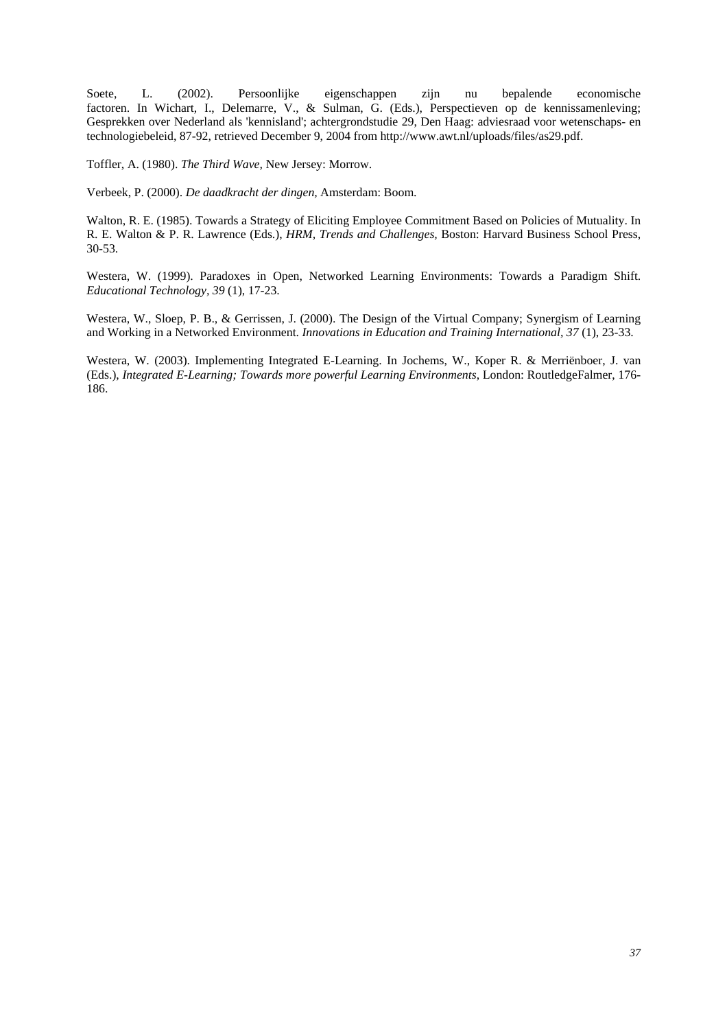Soete, L. (2002). Persoonlijke eigenschappen zijn nu bepalende economische factoren. In Wichart, I., Delemarre, V., & Sulman, G. (Eds.), Perspectieven op de kennissamenleving; Gesprekken over Nederland als 'kennisland'; achtergrondstudie 29, Den Haag: adviesraad voor wetenschaps- en technologiebeleid, 87-92, retrieved December 9, 2004 from http://www.awt.nl/uploads/files/as29.pdf.

Toffler, A. (1980). *The Third Wave,* New Jersey: Morrow.

Verbeek, P. (2000). *De daadkracht der dingen,* Amsterdam: Boom.

Walton, R. E. (1985). Towards a Strategy of Eliciting Employee Commitment Based on Policies of Mutuality. In R. E. Walton & P. R. Lawrence (Eds.), *HRM, Trends and Challenges,* Boston: Harvard Business School Press, 30-53.

Westera, W. (1999). Paradoxes in Open, Networked Learning Environments: Towards a Paradigm Shift. *Educational Technology, 39* (1), 17-23.

Westera, W., Sloep, P. B., & Gerrissen, J. (2000). The Design of the Virtual Company; Synergism of Learning and Working in a Networked Environment. *Innovations in Education and Training International, 37* (1), 23-33.

Westera, W. (2003). Implementing Integrated E-Learning. In Jochems, W., Koper R. & Merriënboer, J. van (Eds.), *Integrated E-Learning; Towards more powerful Learning Environments*, London: RoutledgeFalmer, 176-186.